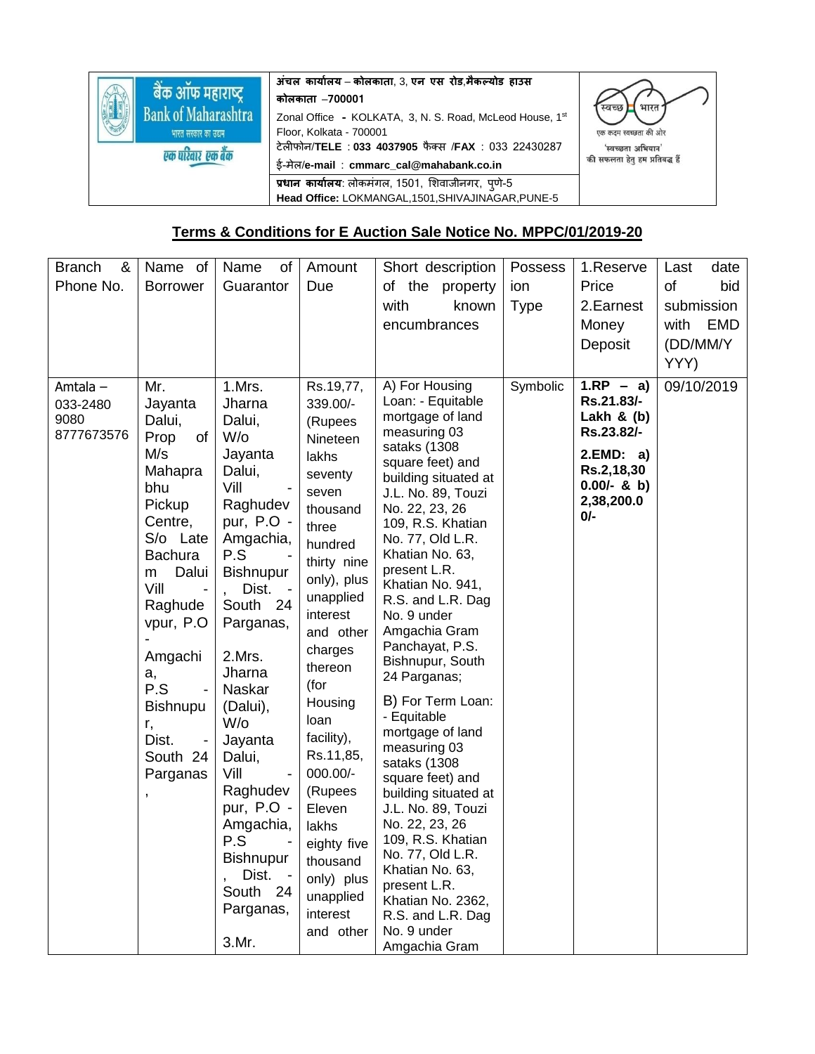| बैंक ऑफ महाराष्ट्र Bank of Maharashtra भारत सरकार का उद्यम एक परिवार एक बैंक | अंचल कार्यालय – कोलकाता, 3, एन एस रोड,मैकल्योड हाउस कोलकाता –700001<br>Zonal Office - KOLKATA, 3, N. S. Road, McLeod House, 1st Floor, Kolkata - 700001<br>टेलीफोन/TELE : 033 4037905 फैक्स /FAX : 033 22430287<br>ई-मेल/e-mail : cmmarc_cal@mahabank.co.in | स्वच्छ भारत एक कदम स्वच्छता की ओर 'स्वच्छता अभियान' की सफलता हेतु हम प्रतिबद्ध हैं |
|---|---|---|
| | प्रधान कार्यालय: लोकमंगल, 1501, शिवाजीनगर, पुणे-5<br>Head Office: LOKMANGAL,1501,SHIVAJINAGAR,PUNE-5 | |

## Terms & Conditions for E Auction Sale Notice No. MPPC/01/2019-20

| Branch & Phone No. | Name of Borrower | Name of Guarantor | Amount Due | Short description of the property with known encumbrances | Possession Type | 1.Reserve Price 2.Earnest Money Deposit | Last date of bid submission with EMD (DD/MM/YYYY) |
|---|---|---|---|---|---|---|---|
| Amtala – 033-2480 9080 8777673576 | Mr. Jayanta Dalui, Prop of M/s Mahaprabhu Pickup Centre, S/o Late Bachuram Dalui Vill - Raghudevpur, P.O - Amgachia, P.S - Bishnupur, Dist. - South 24 Parganas, | 1.Mrs. Jharna Dalui, W/o Jayanta Dalui, Vill - Raghudevpur, P.O - Amgachia, P.S - Bishnupur, Dist. - South 24 Parganas,<br><br>2.Mrs. Jharna Naskar (Dalui), W/o Jayanta Dalui, Vill - Raghudevpur, P.O - Amgachia, P.S - Bishnupur, Dist. - South 24 Parganas,<br><br>3.Mr. | Rs.19,77,339.00/- (Rupees Nineteen lakhs seventy seven thousand three hundred thirty nine only), plus unapplied interest and other charges thereon (for Housing loan facility), Rs.11,85,000.00/- (Rupees Eleven lakhs eighty five thousand only) plus unapplied interest and other | A) For Housing Loan: - Equitable mortgage of land measuring 03 sataks (1308 square feet) and building situated at J.L. No. 89, Touzi No. 22, 23, 26 109, R.S. Khatian No. 77, Old L.R. Khatian No. 63, present L.R. Khatian No. 941, R.S. and L.R. Dag No. 9 under Amgachia Gram Panchayat, P.S. Bishnupur, South 24 Parganas;<br><br>B) For Term Loan: - Equitable mortgage of land measuring 03 sataks (1308 square feet) and building situated at J.L. No. 89, Touzi No. 22, 23, 26 109, R.S. Khatian No. 77, Old L.R. Khatian No. 63, present L.R. Khatian No. 2362, R.S. and L.R. Dag No. 9 under Amgachia Gram | Symbolic | **1.RP – a) Rs.21.83/- Lakh & (b) Rs.23.82/-**<br><br>**2.EMD: a) Rs.2,18,300.00/- & b) 2,38,200.00/-** | 09/10/2019 |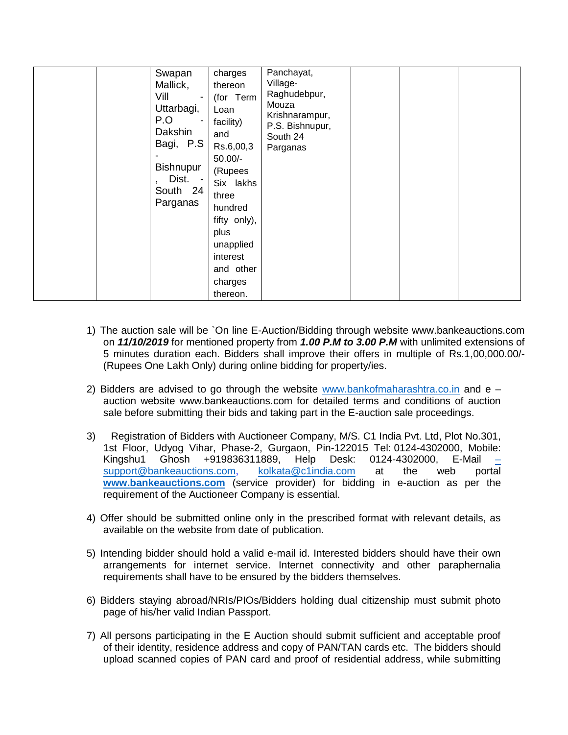|  |  | Swapan Mallick, Vill - Uttarbagi, P.O - Dakshin Bagi, P.S - Bishnupur, Dist. - South 24 Parganas | charges thereon (for Term Loan facility) and Rs.6,00,350.00/- (Rupees Six lakhs three hundred fifty only), plus unapplied interest and other charges thereon. | Panchayat, Village- Raghudebpur, Mouza Krishnarampur, P.S. Bishnupur, South 24 Parganas |  |  |  |
|---|---|---|---|---|---|---|---|

1) The auction sale will be `On line E-Auction/Bidding through website www.bankeauctions.com on ***11/10/2019*** for mentioned property from ***1.00 P.M to 3.00 P.M*** with unlimited extensions of 5 minutes duration each. Bidders shall improve their offers in multiple of Rs.1,00,000.00/- (Rupees One Lakh Only) during online bidding for property/ies.

2) Bidders are advised to go through the website www.bankofmaharashtra.co.in and e – auction website www.bankeauctions.com for detailed terms and conditions of auction sale before submitting their bids and taking part in the E-auction sale proceedings.

3) Registration of Bidders with Auctioneer Company, M/S. C1 India Pvt. Ltd, Plot No.301, 1st Floor, Udyog Vihar, Phase-2, Gurgaon, Pin-122015 Tel: 0124-4302000, Mobile: Kingshu1 Ghosh +919836311889, Help Desk: 0124-4302000, E-Mail – support@bankeauctions.com, kolkata@c1india.com at the web portal **www.bankeauctions.com** (service provider) for bidding in e-auction as per the requirement of the Auctioneer Company is essential.

4) Offer should be submitted online only in the prescribed format with relevant details, as available on the website from date of publication.

5) Intending bidder should hold a valid e-mail id. Interested bidders should have their own arrangements for internet service. Internet connectivity and other paraphernalia requirements shall have to be ensured by the bidders themselves.

6) Bidders staying abroad/NRIs/PIOs/Bidders holding dual citizenship must submit photo page of his/her valid Indian Passport.

7) All persons participating in the E Auction should submit sufficient and acceptable proof of their identity, residence address and copy of PAN/TAN cards etc. The bidders should upload scanned copies of PAN card and proof of residential address, while submitting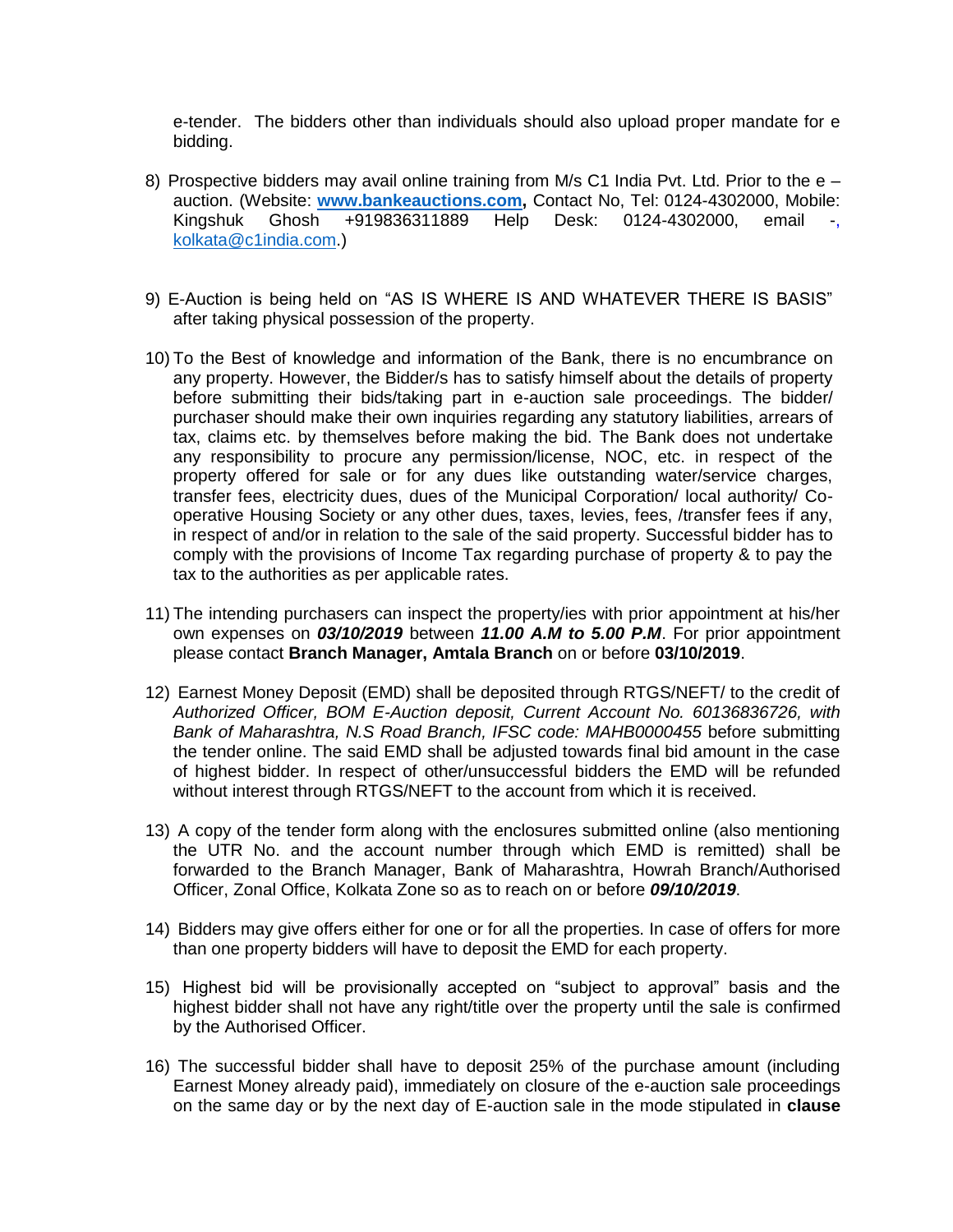e-tender. The bidders other than individuals should also upload proper mandate for e bidding.

8) Prospective bidders may avail online training from M/s C1 India Pvt. Ltd. Prior to the e – auction. (Website: **www.bankeauctions.com,** Contact No, Tel: 0124-4302000, Mobile: Kingshuk Ghosh +919836311889 Help Desk: 0124-4302000, email -, kolkata@c1india.com.)

9) E-Auction is being held on "AS IS WHERE IS AND WHATEVER THERE IS BASIS" after taking physical possession of the property.

10) To the Best of knowledge and information of the Bank, there is no encumbrance on any property. However, the Bidder/s has to satisfy himself about the details of property before submitting their bids/taking part in e-auction sale proceedings. The bidder/ purchaser should make their own inquiries regarding any statutory liabilities, arrears of tax, claims etc. by themselves before making the bid. The Bank does not undertake any responsibility to procure any permission/license, NOC, etc. in respect of the property offered for sale or for any dues like outstanding water/service charges, transfer fees, electricity dues, dues of the Municipal Corporation/ local authority/ Co-operative Housing Society or any other dues, taxes, levies, fees, /transfer fees if any, in respect of and/or in relation to the sale of the said property. Successful bidder has to comply with the provisions of Income Tax regarding purchase of property & to pay the tax to the authorities as per applicable rates.

11) The intending purchasers can inspect the property/ies with prior appointment at his/her own expenses on ***03/10/2019*** between ***11.00 A.M to 5.00 P.M***. For prior appointment please contact **Branch Manager, Amtala Branch** on or before **03/10/2019**.

12) Earnest Money Deposit (EMD) shall be deposited through RTGS/NEFT/ to the credit of *Authorized Officer, BOM E-Auction deposit, Current Account No. 60136836726, with Bank of Maharashtra, N.S Road Branch, IFSC code: MAHB0000455* before submitting the tender online. The said EMD shall be adjusted towards final bid amount in the case of highest bidder. In respect of other/unsuccessful bidders the EMD will be refunded without interest through RTGS/NEFT to the account from which it is received.

13) A copy of the tender form along with the enclosures submitted online (also mentioning the UTR No. and the account number through which EMD is remitted) shall be forwarded to the Branch Manager, Bank of Maharashtra, Howrah Branch/Authorised Officer, Zonal Office, Kolkata Zone so as to reach on or before ***09/10/2019***.

14) Bidders may give offers either for one or for all the properties. In case of offers for more than one property bidders will have to deposit the EMD for each property.

15) Highest bid will be provisionally accepted on "subject to approval" basis and the highest bidder shall not have any right/title over the property until the sale is confirmed by the Authorised Officer.

16) The successful bidder shall have to deposit 25% of the purchase amount (including Earnest Money already paid), immediately on closure of the e-auction sale proceedings on the same day or by the next day of E-auction sale in the mode stipulated in **clause**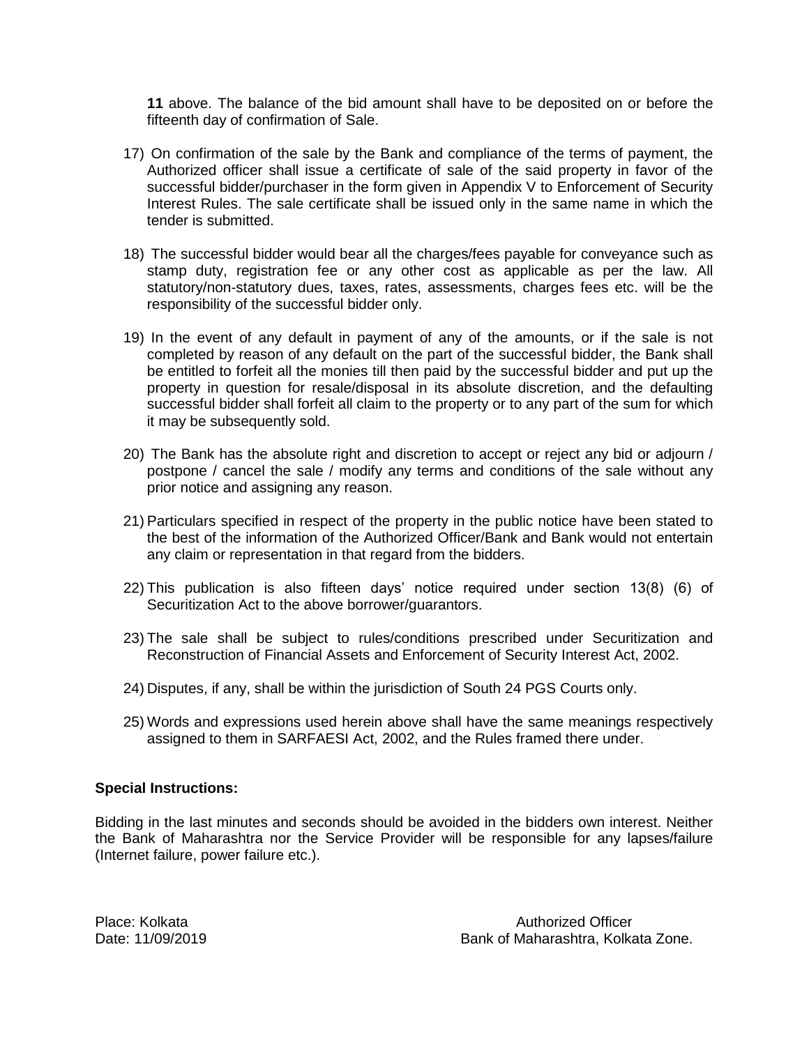**11** above. The balance of the bid amount shall have to be deposited on or before the fifteenth day of confirmation of Sale.

17) On confirmation of the sale by the Bank and compliance of the terms of payment, the Authorized officer shall issue a certificate of sale of the said property in favor of the successful bidder/purchaser in the form given in Appendix V to Enforcement of Security Interest Rules. The sale certificate shall be issued only in the same name in which the tender is submitted.

18) The successful bidder would bear all the charges/fees payable for conveyance such as stamp duty, registration fee or any other cost as applicable as per the law. All statutory/non-statutory dues, taxes, rates, assessments, charges fees etc. will be the responsibility of the successful bidder only.

19) In the event of any default in payment of any of the amounts, or if the sale is not completed by reason of any default on the part of the successful bidder, the Bank shall be entitled to forfeit all the monies till then paid by the successful bidder and put up the property in question for resale/disposal in its absolute discretion, and the defaulting successful bidder shall forfeit all claim to the property or to any part of the sum for which it may be subsequently sold.

20) The Bank has the absolute right and discretion to accept or reject any bid or adjourn / postpone / cancel the sale / modify any terms and conditions of the sale without any prior notice and assigning any reason.

21) Particulars specified in respect of the property in the public notice have been stated to the best of the information of the Authorized Officer/Bank and Bank would not entertain any claim or representation in that regard from the bidders.

22) This publication is also fifteen days' notice required under section 13(8) (6) of Securitization Act to the above borrower/guarantors.

23) The sale shall be subject to rules/conditions prescribed under Securitization and Reconstruction of Financial Assets and Enforcement of Security Interest Act, 2002.

24) Disputes, if any, shall be within the jurisdiction of South 24 PGS Courts only.

25) Words and expressions used herein above shall have the same meanings respectively assigned to them in SARFAESI Act, 2002, and the Rules framed there under.

**Special Instructions:**

Bidding in the last minutes and seconds should be avoided in the bidders own interest. Neither the Bank of Maharashtra nor the Service Provider will be responsible for any lapses/failure (Internet failure, power failure etc.).

Place: Kolkata
Date: 11/09/2019

Authorized Officer
Bank of Maharashtra, Kolkata Zone.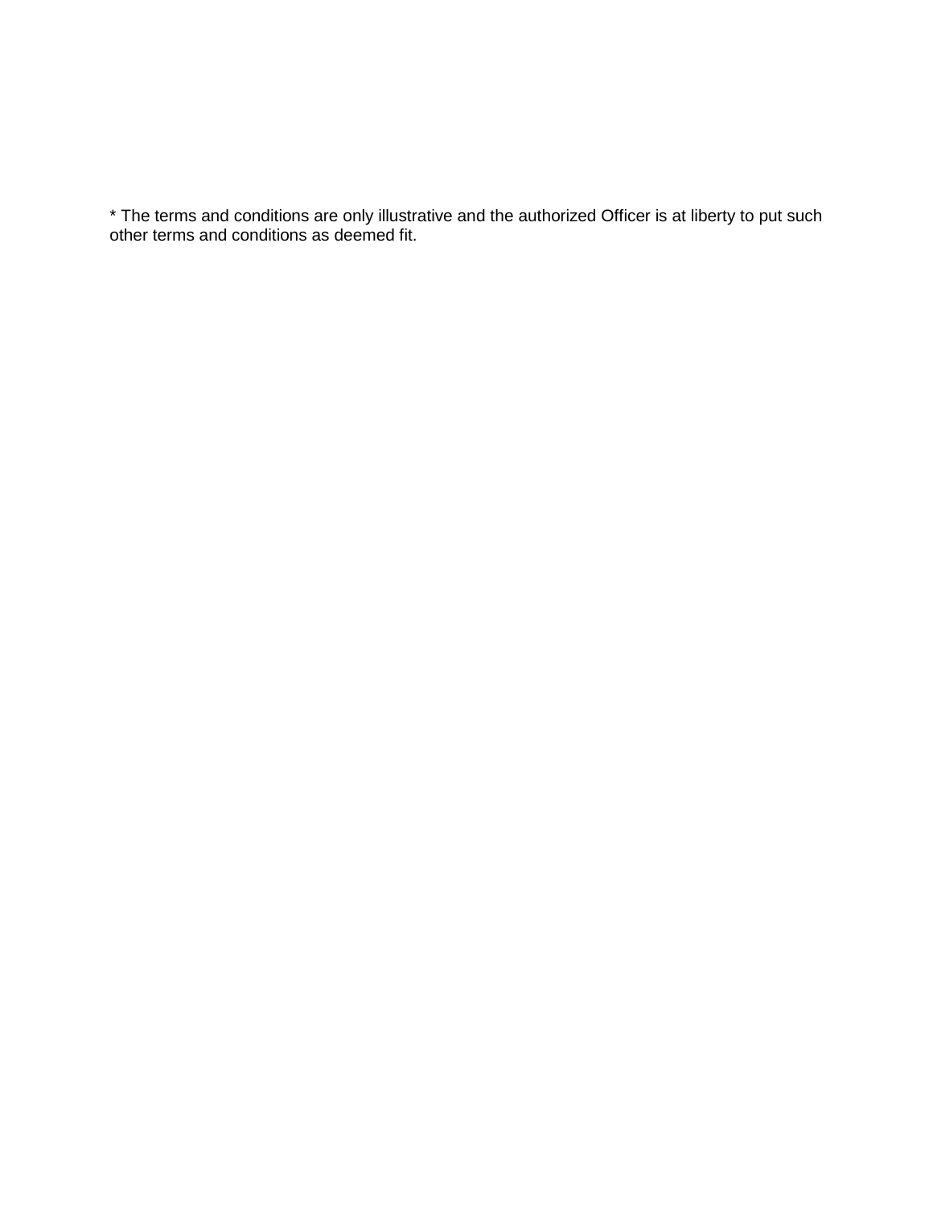* The terms and conditions are only illustrative and the authorized Officer is at liberty to put such other terms and conditions as deemed fit.